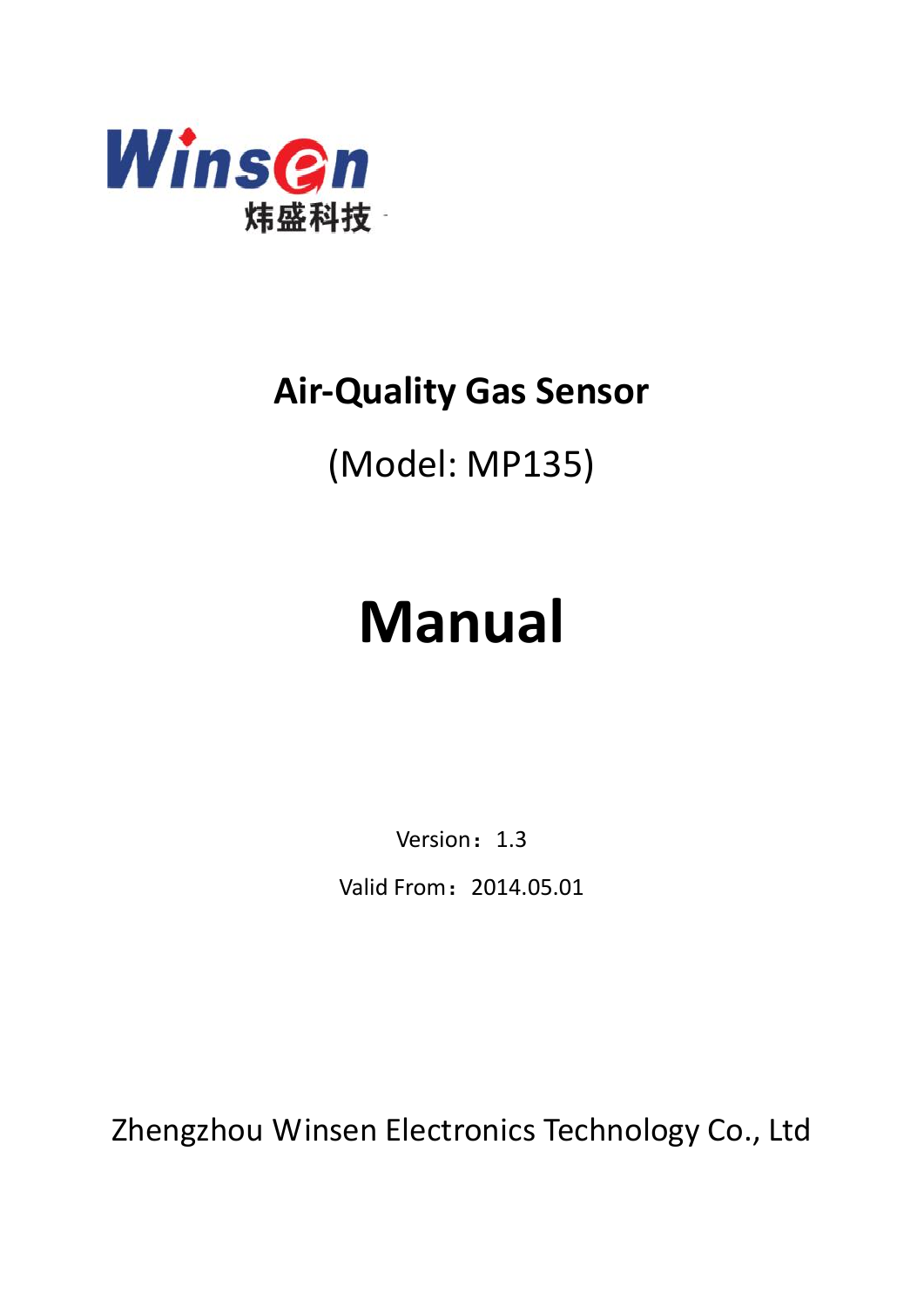Winsen
炜盛科技

# Air-Quality Gas Sensor

(Model: MP135)

# Manual

Version：1.3

Valid From：2014.05.01

Zhengzhou Winsen Electronics Technology Co., Ltd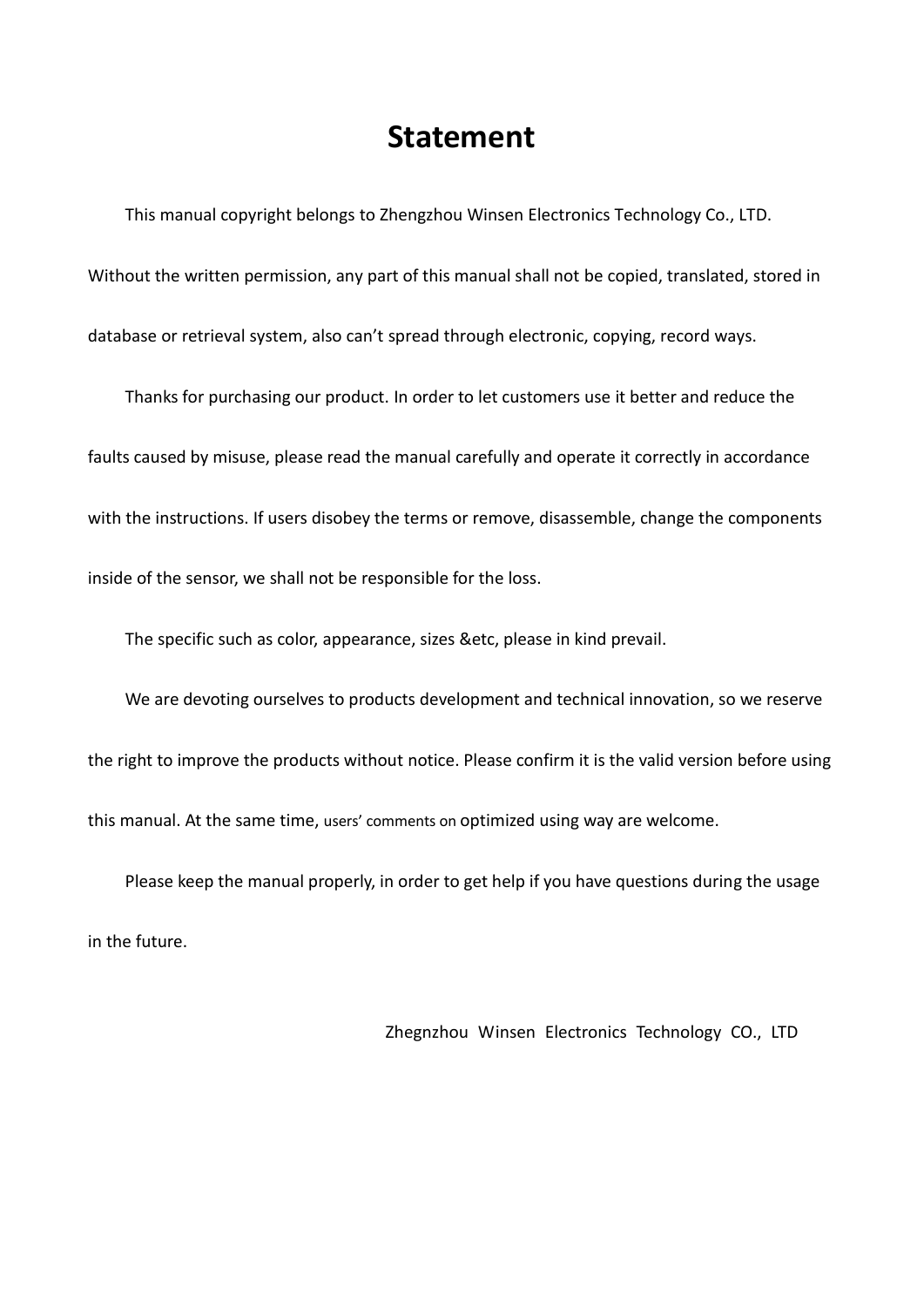# Statement

This manual copyright belongs to Zhengzhou Winsen Electronics Technology Co., LTD. Without the written permission, any part of this manual shall not be copied, translated, stored in database or retrieval system, also can't spread through electronic, copying, record ways.

Thanks for purchasing our product. In order to let customers use it better and reduce the faults caused by misuse, please read the manual carefully and operate it correctly in accordance with the instructions. If users disobey the terms or remove, disassemble, change the components inside of the sensor, we shall not be responsible for the loss.

The specific such as color, appearance, sizes &etc, please in kind prevail.

We are devoting ourselves to products development and technical innovation, so we reserve the right to improve the products without notice. Please confirm it is the valid version before using this manual. At the same time, users' comments on optimized using way are welcome.

Please keep the manual properly, in order to get help if you have questions during the usage in the future.

Zhegnzhou Winsen Electronics Technology CO., LTD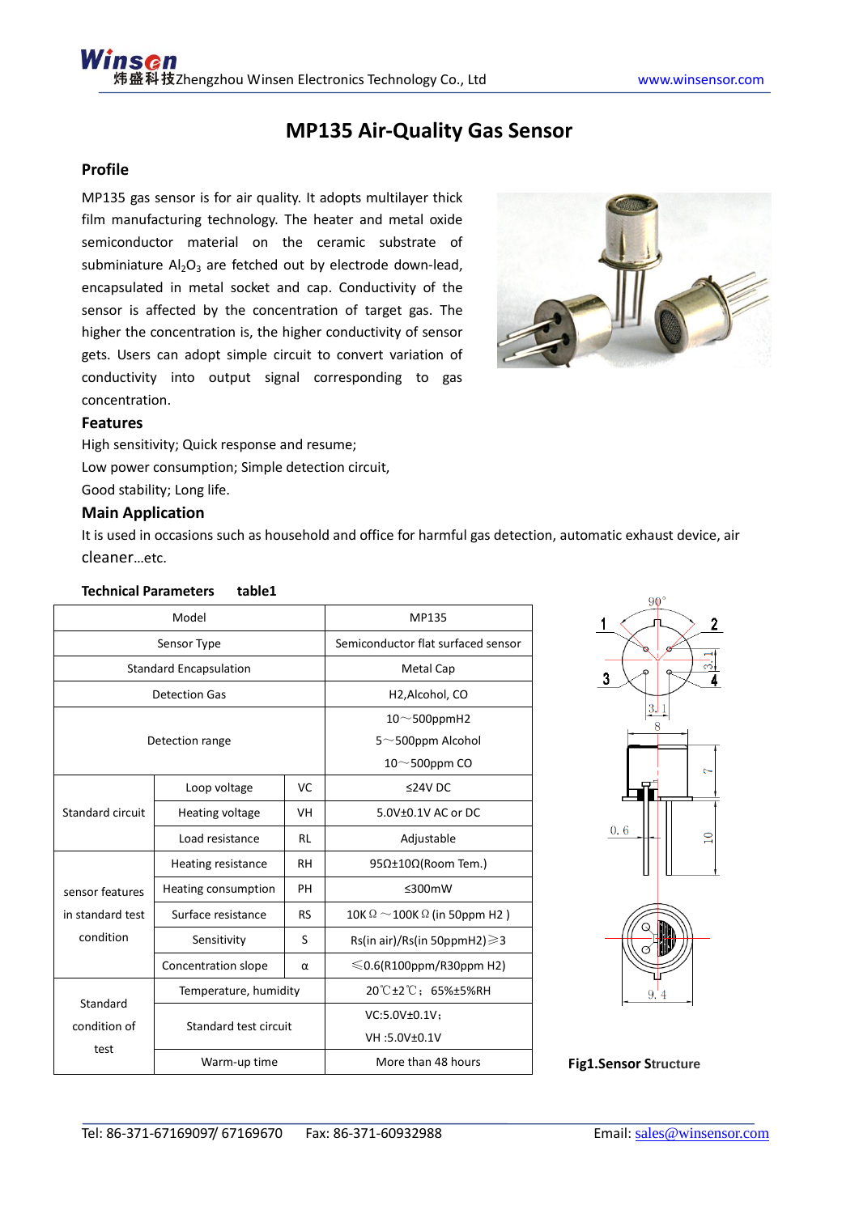# MP135 Air-Quality Gas Sensor

## Profile

MP135 gas sensor is for air quality. It adopts multilayer thick film manufacturing technology. The heater and metal oxide semiconductor material on the ceramic substrate of subminiature $Al_2O_3$ are fetched out by electrode down-lead, encapsulated in metal socket and cap. Conductivity of the sensor is affected by the concentration of target gas. The higher the concentration is, the higher conductivity of sensor gets. Users can adopt simple circuit to convert variation of conductivity into output signal corresponding to gas concentration.

## Features

High sensitivity; Quick response and resume;

Low power consumption; Simple detection circuit,

Good stability; Long life.

## Main Application

It is used in occasions such as household and office for harmful gas detection, automatic exhaust device, air cleaner…etc.

**Technical Parameters table1**

| Model | | | MP135 |
|---|---|---|---|
| Sensor Type | | | Semiconductor flat surfaced sensor |
| Standard Encapsulation | | | Metal Cap |
| Detection Gas | | | H2,Alcohol, CO |
| Detection range | | | 10～500ppmH2<br>5～500ppm Alcohol<br>10～500ppm CO |
| Standard circuit | Loop voltage | VC | ≤24V DC |
| | Heating voltage | VH | 5.0V±0.1V AC or DC |
| | Load resistance | RL | Adjustable |
| sensor features in standard test condition | Heating resistance | RH | 95Ω±10Ω(Room Tem.) |
| | Heating consumption | PH | ≤300mW |
| | Surface resistance | RS | 10KΩ～100KΩ (in 50ppm H2 ) |
| | Sensitivity | S | Rs(in air)/Rs(in 50ppmH2)≥3 |
| | Concentration slope | α | ≤0.6(R100ppm/R30ppm H2) |
| Standard condition of test | Temperature, humidity | | 20℃±2℃；65%±5%RH |
| | Standard test circuit | | VC:5.0V±0.1V；<br>VH :5.0V±0.1V |
| | Warm-up time | | More than 48 hours |

**Fig1.Sensor Structure**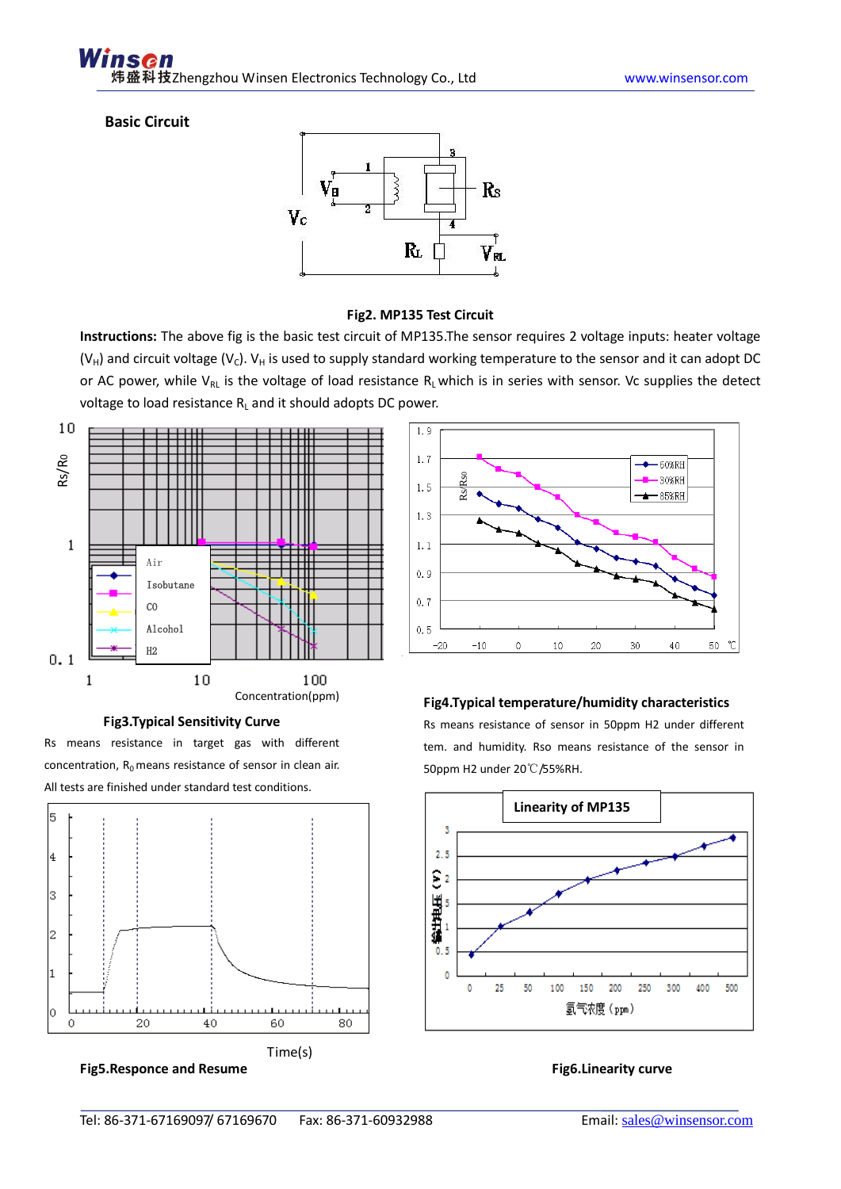## Basic Circuit

**Fig2. MP135 Test Circuit**

**Instructions:** The above fig is the basic test circuit of MP135.The sensor requires 2 voltage inputs: heater voltage ($V_H$) and circuit voltage ($V_C$). $V_H$ is used to supply standard working temperature to the sensor and it can adopt DC or AC power, while $V_{RL}$ is the voltage of load resistance $R_L$ which is in series with sensor. Vc supplies the detect voltage to load resistance $R_L$ and it should adopts DC power.

**Fig3.Typical Sensitivity Curve**

Rs means resistance in target gas with different concentration, $R_0$ means resistance of sensor in clean air. All tests are finished under standard test conditions.

**Fig4.Typical temperature/humidity characteristics**

Rs means resistance of sensor in 50ppm H2 under different tem. and humidity. Rso means resistance of the sensor in 50ppm H2 under 20℃/55%RH.

**Fig5.Responce and Resume**

**Fig6.Linearity curve**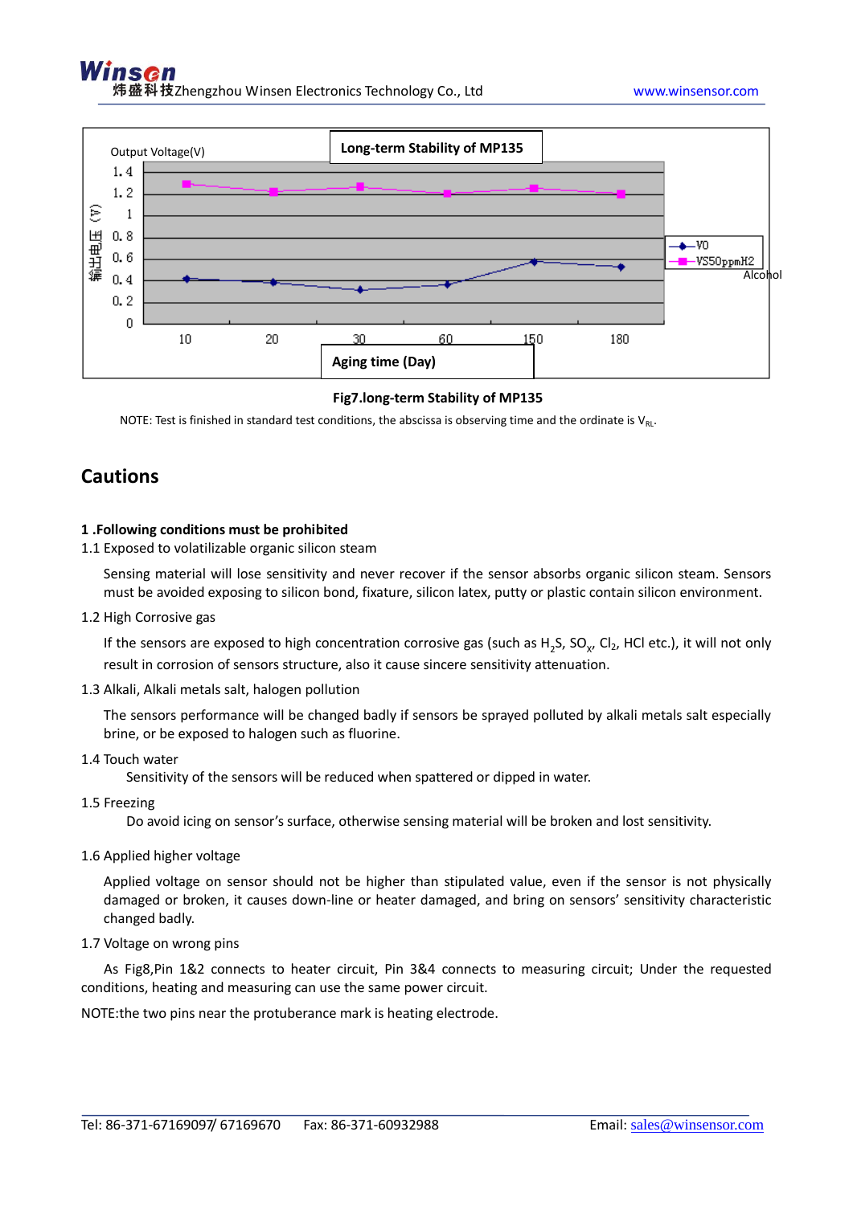Fig7.long-term Stability of MP135

NOTE: Test is finished in standard test conditions, the abscissa is observing time and the ordinate is $V_{RL}$.

## Cautions

**1 .Following conditions must be prohibited**

1.1 Exposed to volatilizable organic silicon steam

Sensing material will lose sensitivity and never recover if the sensor absorbs organic silicon steam. Sensors must be avoided exposing to silicon bond, fixature, silicon latex, putty or plastic contain silicon environment.

1.2 High Corrosive gas

If the sensors are exposed to high concentration corrosive gas (such as $H_2S$, $SO_X$, $Cl_2$, HCl etc.), it will not only result in corrosion of sensors structure, also it cause sincere sensitivity attenuation.

1.3 Alkali, Alkali metals salt, halogen pollution

The sensors performance will be changed badly if sensors be sprayed polluted by alkali metals salt especially brine, or be exposed to halogen such as fluorine.

1.4 Touch water

Sensitivity of the sensors will be reduced when spattered or dipped in water.

1.5 Freezing

Do avoid icing on sensor's surface, otherwise sensing material will be broken and lost sensitivity.

1.6 Applied higher voltage

Applied voltage on sensor should not be higher than stipulated value, even if the sensor is not physically damaged or broken, it causes down-line or heater damaged, and bring on sensors' sensitivity characteristic changed badly.

1.7 Voltage on wrong pins

As Fig8,Pin 1&2 connects to heater circuit, Pin 3&4 connects to measuring circuit; Under the requested conditions, heating and measuring can use the same power circuit.

NOTE:the two pins near the protuberance mark is heating electrode.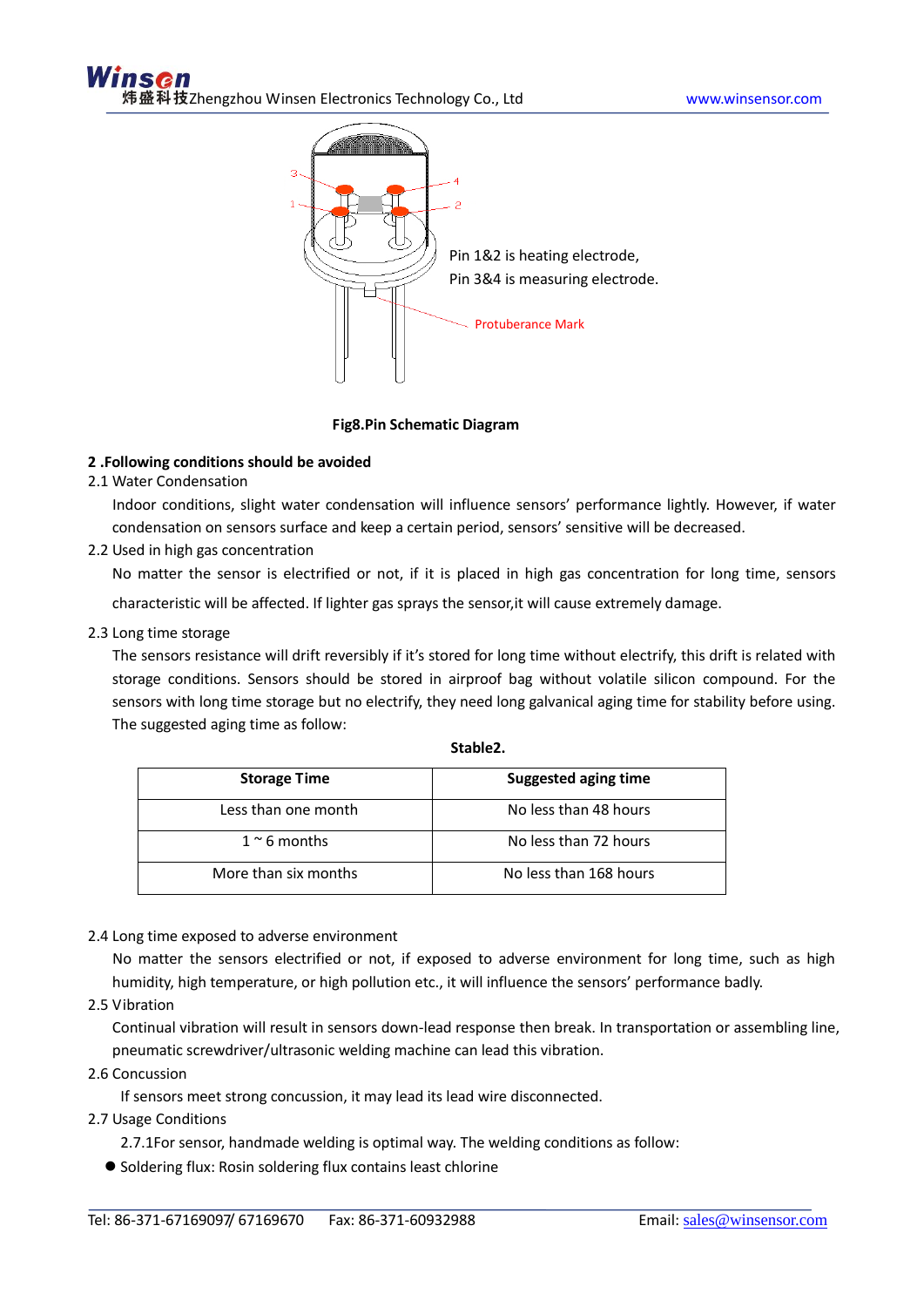Pin 1&2 is heating electrode,
Pin 3&4 is measuring electrode.

Protuberance Mark

**Fig8.Pin Schematic Diagram**

**2 .Following conditions should be avoided**

2.1 Water Condensation

Indoor conditions, slight water condensation will influence sensors' performance lightly. However, if water condensation on sensors surface and keep a certain period, sensors' sensitive will be decreased.

2.2 Used in high gas concentration

No matter the sensor is electrified or not, if it is placed in high gas concentration for long time, sensors characteristic will be affected. If lighter gas sprays the sensor,it will cause extremely damage.

2.3 Long time storage

The sensors resistance will drift reversibly if it's stored for long time without electrify, this drift is related with storage conditions. Sensors should be stored in airproof bag without volatile silicon compound. For the sensors with long time storage but no electrify, they need long galvanical aging time for stability before using. The suggested aging time as follow:

**Stable2.**

| **Storage Time** | **Suggested aging time** |
|---|---|
| Less than one month | No less than 48 hours |
| 1 ~ 6 months | No less than 72 hours |
| More than six months | No less than 168 hours |

2.4 Long time exposed to adverse environment

No matter the sensors electrified or not, if exposed to adverse environment for long time, such as high humidity, high temperature, or high pollution etc., it will influence the sensors' performance badly.

2.5 Vibration

Continual vibration will result in sensors down-lead response then break. In transportation or assembling line, pneumatic screwdriver/ultrasonic welding machine can lead this vibration.

2.6 Concussion

If sensors meet strong concussion, it may lead its lead wire disconnected.

2.7 Usage Conditions

2.7.1For sensor, handmade welding is optimal way. The welding conditions as follow:

- Soldering flux: Rosin soldering flux contains least chlorine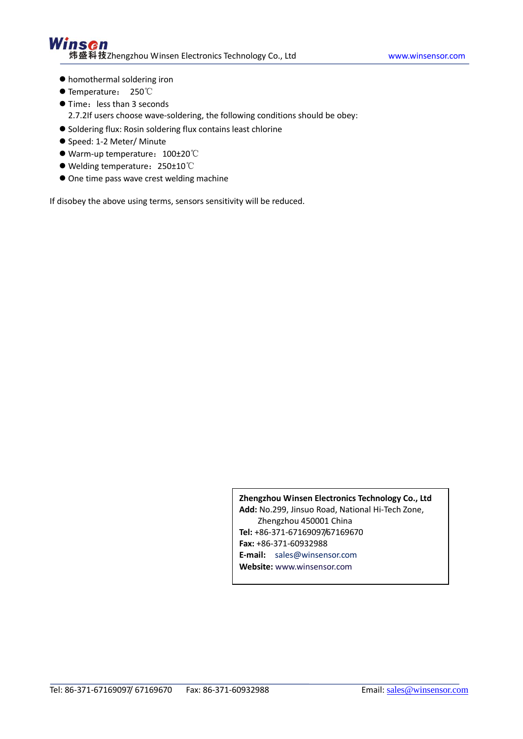- homothermal soldering iron
- Temperature：  250℃
- Time：less than 3 seconds

2.7.2If users choose wave-soldering, the following conditions should be obey:

- Soldering flux: Rosin soldering flux contains least chlorine
- Speed: 1-2 Meter/ Minute
- Warm-up temperature：100±20℃
- Welding temperature：250±10℃
- One time pass wave crest welding machine

If disobey the above using terms, sensors sensitivity will be reduced.

**Zhengzhou Winsen Electronics Technology Co., Ltd**
**Add:** No.299, Jinsuo Road, National Hi-Tech Zone,
Zhengzhou 450001 China
**Tel:** +86-371-67169097/67169670
**Fax:** +86-371-60932988
**E-mail:** sales@winsensor.com
**Website:** www.winsensor.com